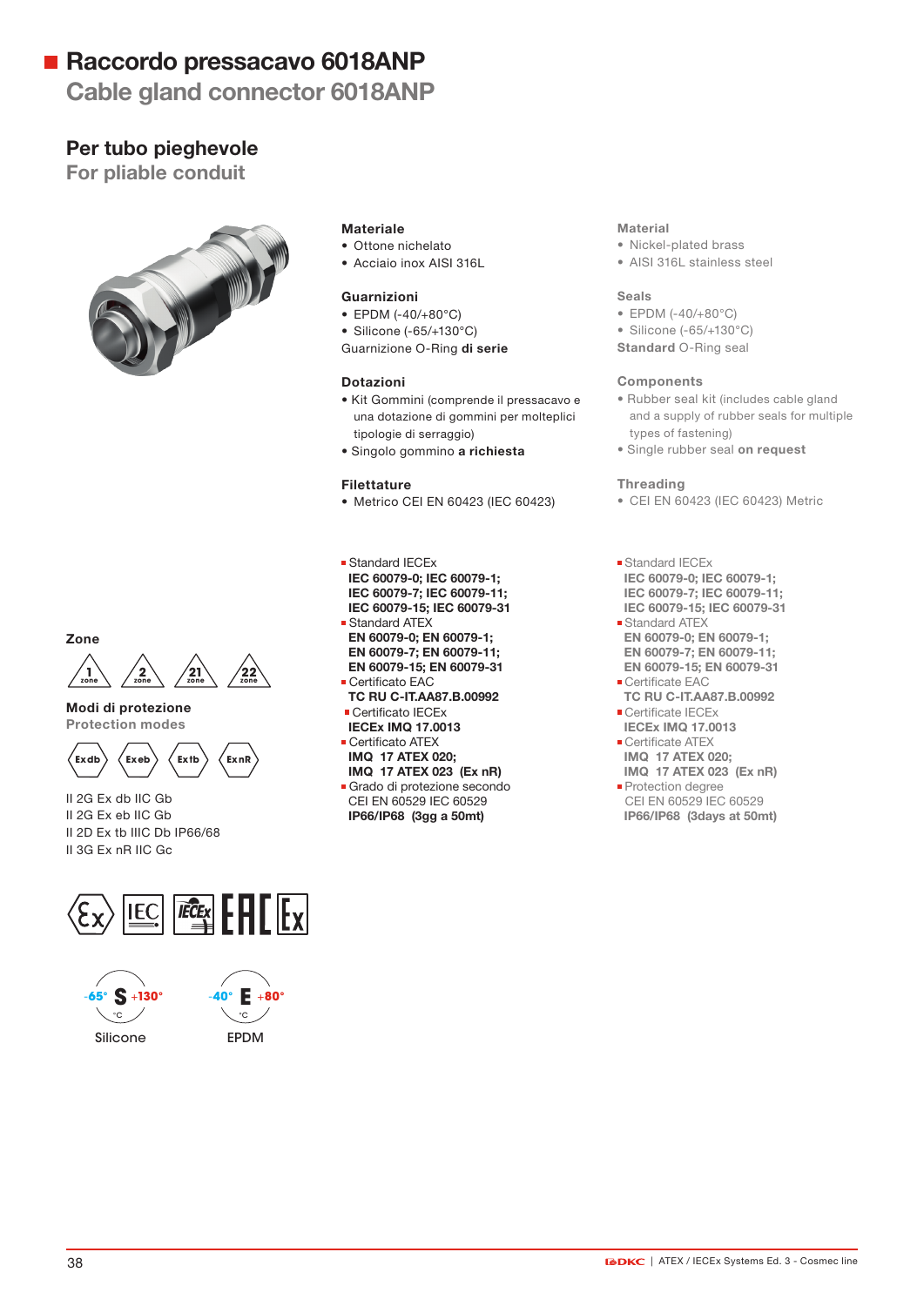# Raccordo pressacavo 6018ANP

## Cable gland connector 6018ANP

### Per tubo pieghevole

### For pliable conduit

**Materiale**
- Ottone nichelato
- Acciaio inox AISI 316L

**Guarnizioni**
- EPDM (-40/+80°C)
- Silicone (-65/+130°C)

Guarnizione O-Ring **di serie**

**Dotazioni**
- Kit Gommini (comprende il pressacavo e una dotazione di gommini per molteplici tipologie di serraggio)
- Singolo gommino **a richiesta**

**Filettature**
- Metrico CEI EN 60423 (IEC 60423)

**Material**
- Nickel-plated brass
- AISI 316L stainless steel

**Seals**
- EPDM (-40/+80°C)
- Silicone (-65/+130°C)

**Standard** O-Ring seal

**Components**
- Rubber seal kit (includes cable gland and a supply of rubber seals for multiple types of fastening)
- Single rubber seal **on request**

**Threading**
- CEI EN 60423 (IEC 60423) Metric

- Standard IECEx
  **IEC 60079-0; IEC 60079-1; IEC 60079-7; IEC 60079-11; IEC 60079-15; IEC 60079-31**
- Standard ATEX
  **EN 60079-0; EN 60079-1; EN 60079-7; EN 60079-11; EN 60079-15; EN 60079-31**
- Certificato EAC
  **TC RU C-IT.AA87.B.00992**
- Certificato IECEx
  **IECEx IMQ 17.0013**
- Certificato ATEX
  **IMQ 17 ATEX 020; IMQ 17 ATEX 023 (Ex nR)**
- Grado di protezione secondo
  CEI EN 60529 IEC 60529
  **IP66/IP68 (3gg a 50mt)**

- Standard IECEx
  **IEC 60079-0; IEC 60079-1; IEC 60079-7; IEC 60079-11; IEC 60079-15; IEC 60079-31**
- Standard ATEX
  **EN 60079-0; EN 60079-1; EN 60079-7; EN 60079-11; EN 60079-15; EN 60079-31**
- Certificate EAC
  **TC RU C-IT.AA87.B.00992**
- Certificate IECEx
  **IECEx IMQ 17.0013**
- Certificate ATEX
  **IMQ 17 ATEX 020; IMQ 17 ATEX 023 (Ex nR)**
- Protection degree
  CEI EN 60529 IEC 60529
  **IP66/IP68 (3days at 50mt)**

**Zone**

1 zone, 2 zone, 21 zone, 22 zone

**Modi di protezione**
**Protection modes**

Ex db, Ex eb, Ex tb, Ex nR

II 2G Ex db IIC Gb
II 2G Ex eb IIC Gb
II 2D Ex tb IIIC Db IP66/68
II 3G Ex nR IIC Gc

-65° S +130° °C
Silicone

-40° E +80° °C
EPDM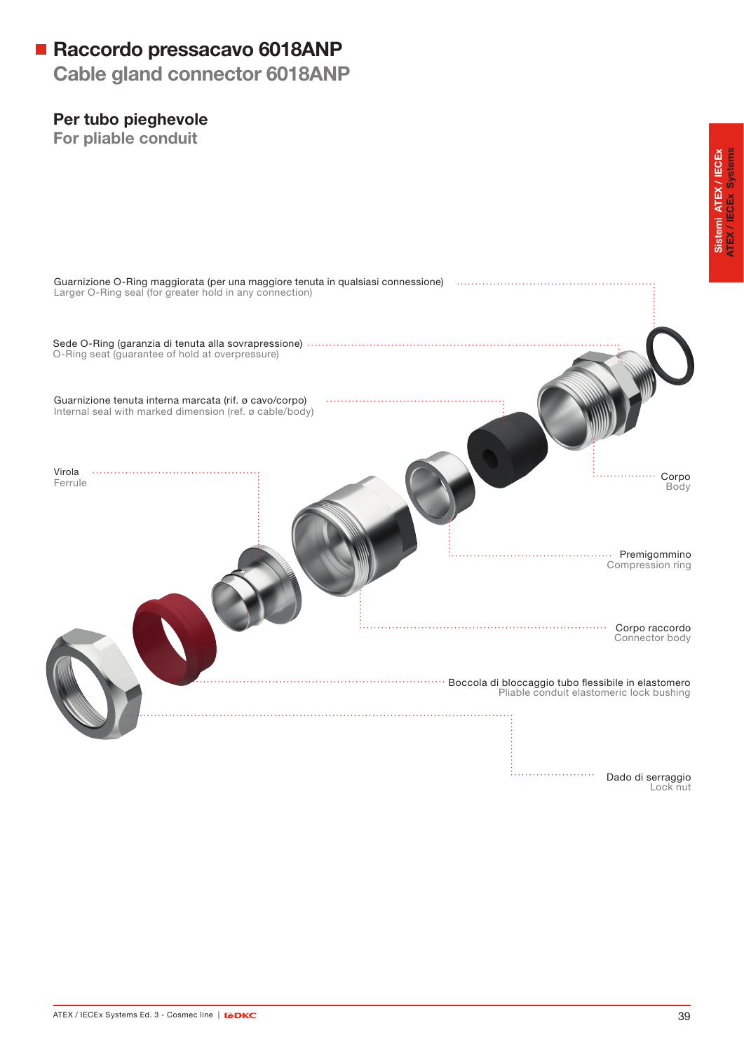# Raccordo pressacavo 6018ANP
## Cable gland connector 6018ANP

### Per tubo pieghevole
### For pliable conduit

Guarnizione O-Ring maggiorata (per una maggiore tenuta in qualsiasi connessione)
Larger O-Ring seal (for greater hold in any connection)

Sede O-Ring (garanzia di tenuta alla sovrapressione)
O-Ring seat (guarantee of hold at overpressure)

Guarnizione tenuta interna marcata (rif. ø cavo/corpo)
Internal seal with marked dimension (ref. ø cable/body)

Virola
Ferrule

Corpo
Body

Premigommino
Compression ring

Corpo raccordo
Connector body

Boccola di bloccaggio tubo flessibile in elastomero
Pliable conduit elastomeric lock bushing

Dado di serraggio
Lock nut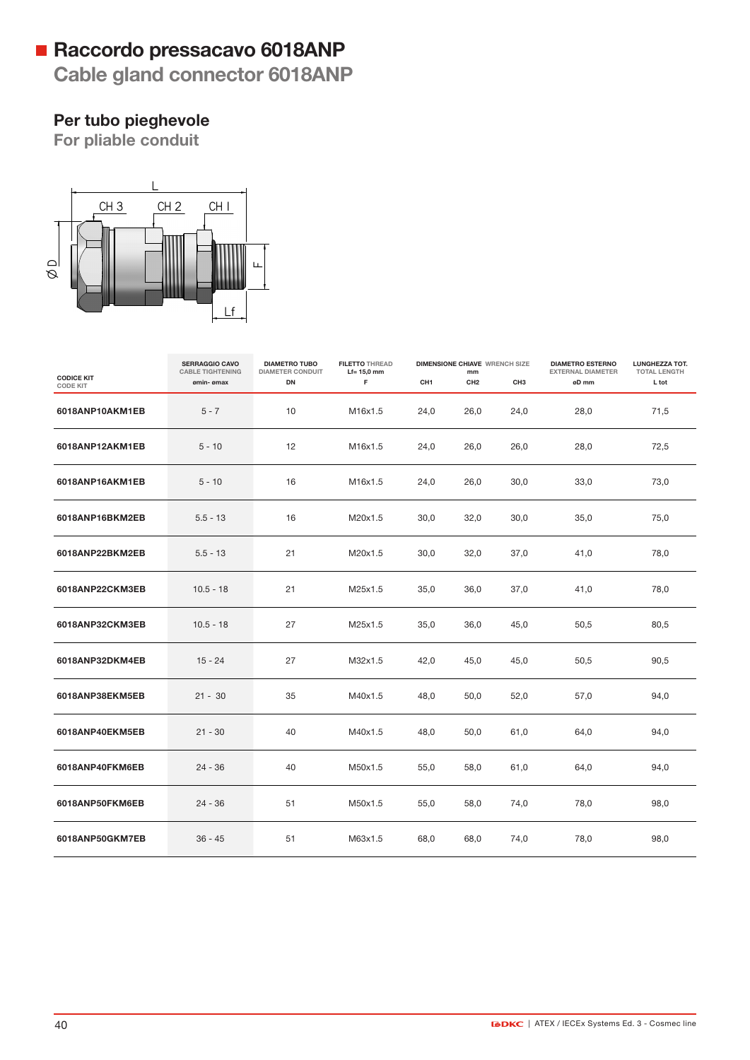# Raccordo pressacavo 6018ANP

## Cable gland connector 6018ANP

### Per tubo pieghevole

### For pliable conduit

| CODICE KIT CODE KIT | SERRAGGIO CAVO CABLE TIGHTENING ømin- ømax | DIAMETRO TUBO DIAMETER CONDUIT DN | FILETTO THREAD Lf= 15,0 mm F | DIMENSIONE CHIAVE WRENCH SIZE mm CH1 | CH2 | CH3 | DIAMETRO ESTERNO EXTERNAL DIAMETER øD mm | LUNGHEZZA TOT. TOTAL LENGTH L tot |
|---|---|---|---|---|---|---|---|---|
| 6018ANP10AKM1EB | 5 - 7 | 10 | M16x1.5 | 24,0 | 26,0 | 24,0 | 28,0 | 71,5 |
| 6018ANP12AKM1EB | 5 - 10 | 12 | M16x1.5 | 24,0 | 26,0 | 26,0 | 28,0 | 72,5 |
| 6018ANP16AKM1EB | 5 - 10 | 16 | M16x1.5 | 24,0 | 26,0 | 30,0 | 33,0 | 73,0 |
| 6018ANP16BKM2EB | 5.5 - 13 | 16 | M20x1.5 | 30,0 | 32,0 | 30,0 | 35,0 | 75,0 |
| 6018ANP22BKM2EB | 5.5 - 13 | 21 | M20x1.5 | 30,0 | 32,0 | 37,0 | 41,0 | 78,0 |
| 6018ANP22CKM3EB | 10.5 - 18 | 21 | M25x1.5 | 35,0 | 36,0 | 37,0 | 41,0 | 78,0 |
| 6018ANP32CKM3EB | 10.5 - 18 | 27 | M25x1.5 | 35,0 | 36,0 | 45,0 | 50,5 | 80,5 |
| 6018ANP32DKM4EB | 15 - 24 | 27 | M32x1.5 | 42,0 | 45,0 | 45,0 | 50,5 | 90,5 |
| 6018ANP38EKM5EB | 21 - 30 | 35 | M40x1.5 | 48,0 | 50,0 | 52,0 | 57,0 | 94,0 |
| 6018ANP40EKM5EB | 21 - 30 | 40 | M40x1.5 | 48,0 | 50,0 | 61,0 | 64,0 | 94,0 |
| 6018ANP40FKM6EB | 24 - 36 | 40 | M50x1.5 | 55,0 | 58,0 | 61,0 | 64,0 | 94,0 |
| 6018ANP50FKM6EB | 24 - 36 | 51 | M50x1.5 | 55,0 | 58,0 | 74,0 | 78,0 | 98,0 |
| 6018ANP50GKM7EB | 36 - 45 | 51 | M63x1.5 | 68,0 | 68,0 | 74,0 | 78,0 | 98,0 |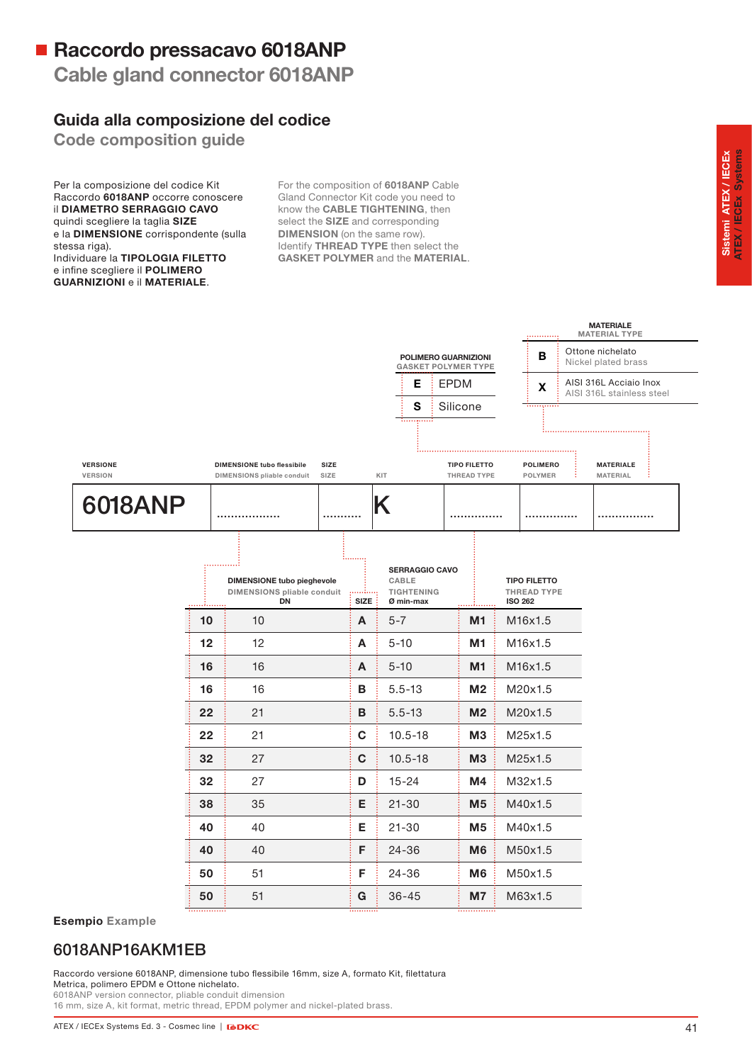# Raccordo pressacavo 6018ANP
## Cable gland connector 6018ANP

### Guida alla composizione del codice
### Code composition guide

Per la composizione del codice Kit Raccordo **6018ANP** occorre conoscere il **DIAMETRO SERRAGGIO CAVO** quindi scegliere la taglia **SIZE** e la **DIMENSIONE** corrispondente (sulla stessa riga).
Individuare la **TIPOLOGIA FILETTO** e infine scegliere il **POLIMERO GUARNIZIONI** e il **MATERIALE**.

For the composition of **6018ANP** Cable Gland Connector Kit code you need to know the **CABLE TIGHTENING**, then select the **SIZE** and corresponding **DIMENSION** (on the same row).
Identify **THREAD TYPE** then select the **GASKET POLYMER** and the **MATERIAL**.

| MATERIALE / MATERIAL TYPE | |
|---|---|
| **B** | Ottone nichelato / Nickel plated brass |
| **X** | AISI 316L Acciaio Inox / AISI 316L stainless steel |

| POLIMERO GUARNIZIONI / GASKET POLYMER TYPE | |
|---|---|
| **E** | EPDM |
| **S** | Silicone |

| VERSIONE / VERSION | DIMENSIONE tubo flessibile / DIMENSIONS pliable conduit | SIZE / SIZE | KIT | TIPO FILETTO / THREAD TYPE | POLIMERO / POLYMER | MATERIALE / MATERIAL |
|---|---|---|---|---|---|---|
| 6018ANP | .................. | .......... | K | ............... | ............... | ............... |

| DIMENSIONE tubo pieghevole / DIMENSIONS pliable conduit | DN | SIZE | SERRAGGIO CAVO / CABLE TIGHTENING Ø min-max | TIPO FILETTO / THREAD TYPE ISO 262 | |
|---|---|---|---|---|---|
| **10** | 10 | **A** | 5-7 | **M1** | M16x1.5 |
| **12** | 12 | **A** | 5-10 | **M1** | M16x1.5 |
| **16** | 16 | **A** | 5-10 | **M1** | M16x1.5 |
| **16** | 16 | **B** | 5.5-13 | **M2** | M20x1.5 |
| **22** | 21 | **B** | 5.5-13 | **M2** | M20x1.5 |
| **22** | 21 | **C** | 10.5-18 | **M3** | M25x1.5 |
| **32** | 27 | **C** | 10.5-18 | **M3** | M25x1.5 |
| **32** | 27 | **D** | 15-24 | **M4** | M32x1.5 |
| **38** | 35 | **E** | 21-30 | **M5** | M40x1.5 |
| **40** | 40 | **E** | 21-30 | **M5** | M40x1.5 |
| **40** | 40 | **F** | 24-36 | **M6** | M50x1.5 |
| **50** | 51 | **F** | 24-36 | **M6** | M50x1.5 |
| **50** | 51 | **G** | 36-45 | **M7** | M63x1.5 |

**Esempio** Example

## 6018ANP16AKM1EB

Raccordo versione 6018ANP, dimensione tubo flessibile 16mm, size A, formato Kit, filettatura Metrica, polimero EPDM e Ottone nichelato.
6018ANP version connector, pliable conduit dimension 16 mm, size A, kit format, metric thread, EPDM polymer and nickel-plated brass.